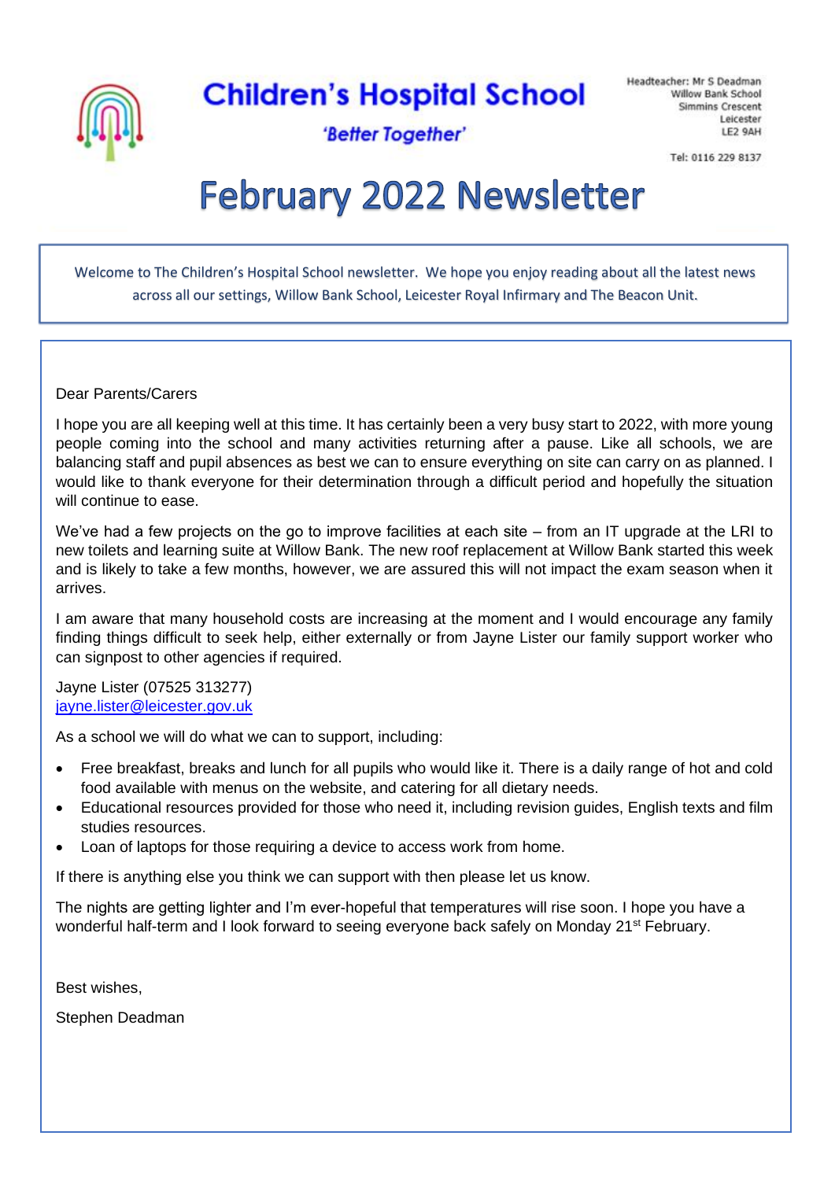# Children's Hospital School

*'Better Together'*

Headteacher: Mr S Deadman
Willow Bank School
Simmins Crescent
Leicester
LE2 9AH

Tel: 0116 229 8137

# February 2022 Newsletter

Welcome to The Children's Hospital School newsletter. We hope you enjoy reading about all the latest news across all our settings, Willow Bank School, Leicester Royal Infirmary and The Beacon Unit.

Dear Parents/Carers

I hope you are all keeping well at this time. It has certainly been a very busy start to 2022, with more young people coming into the school and many activities returning after a pause. Like all schools, we are balancing staff and pupil absences as best we can to ensure everything on site can carry on as planned. I would like to thank everyone for their determination through a difficult period and hopefully the situation will continue to ease.

We've had a few projects on the go to improve facilities at each site – from an IT upgrade at the LRI to new toilets and learning suite at Willow Bank. The new roof replacement at Willow Bank started this week and is likely to take a few months, however, we are assured this will not impact the exam season when it arrives.

I am aware that many household costs are increasing at the moment and I would encourage any family finding things difficult to seek help, either externally or from Jayne Lister our family support worker who can signpost to other agencies if required.

Jayne Lister (07525 313277)
jayne.lister@leicester.gov.uk

As a school we will do what we can to support, including:

- Free breakfast, breaks and lunch for all pupils who would like it. There is a daily range of hot and cold food available with menus on the website, and catering for all dietary needs.
- Educational resources provided for those who need it, including revision guides, English texts and film studies resources.
- Loan of laptops for those requiring a device to access work from home.

If there is anything else you think we can support with then please let us know.

The nights are getting lighter and I'm ever-hopeful that temperatures will rise soon. I hope you have a wonderful half-term and I look forward to seeing everyone back safely on Monday 21st February.

Best wishes,

Stephen Deadman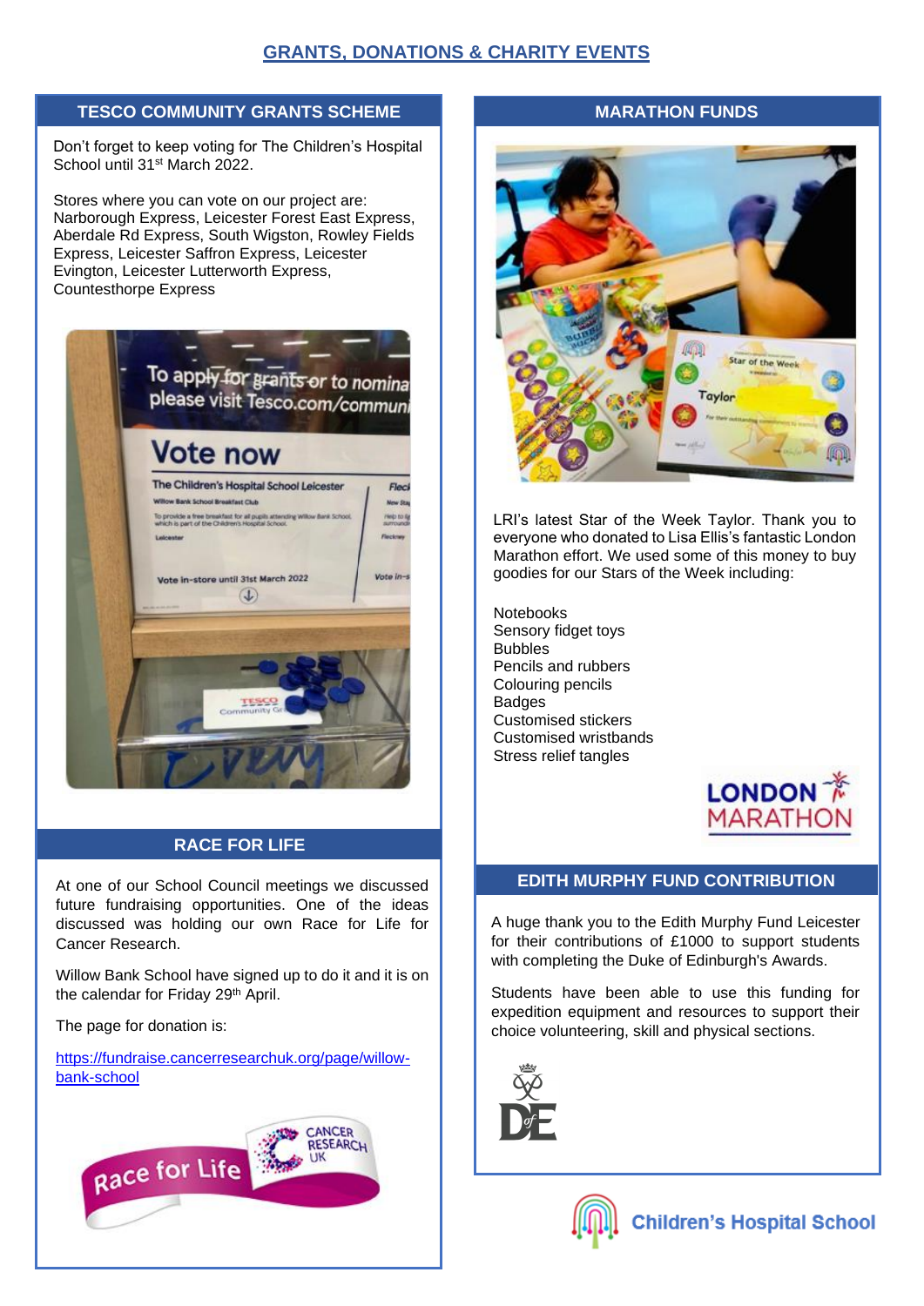# GRANTS, DONATIONS & CHARITY EVENTS

## TESCO COMMUNITY GRANTS SCHEME

Don't forget to keep voting for The Children's Hospital School until 31st March 2022.

Stores where you can vote on our project are: Narborough Express, Leicester Forest East Express, Aberdale Rd Express, South Wigston, Rowley Fields Express, Leicester Saffron Express, Leicester Evington, Leicester Lutterworth Express, Countesthorpe Express

## RACE FOR LIFE

At one of our School Council meetings we discussed future fundraising opportunities. One of the ideas discussed was holding our own Race for Life for Cancer Research.

Willow Bank School have signed up to do it and it is on the calendar for Friday 29th April.

The page for donation is:

[https://fundraise.cancerresearchuk.org/page/willow-bank-school](https://fundraise.cancerresearchuk.org/page/willow-bank-school)

## MARATHON FUNDS

LRI's latest Star of the Week Taylor. Thank you to everyone who donated to Lisa Ellis's fantastic London Marathon effort. We used some of this money to buy goodies for our Stars of the Week including:

Notebooks
Sensory fidget toys
Bubbles
Pencils and rubbers
Colouring pencils
Badges
Customised stickers
Customised wristbands
Stress relief tangles

## EDITH MURPHY FUND CONTRIBUTION

A huge thank you to the Edith Murphy Fund Leicester for their contributions of £1000 to support students with completing the Duke of Edinburgh's Awards.

Students have been able to use this funding for expedition equipment and resources to support their choice volunteering, skill and physical sections.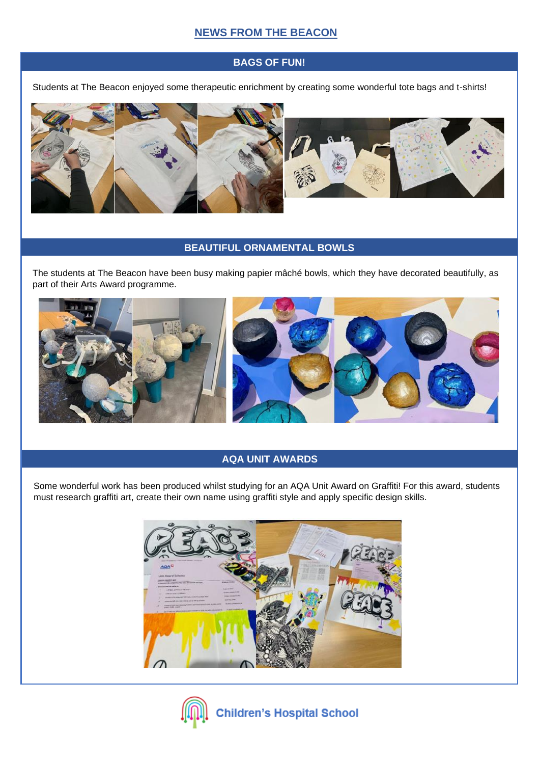# NEWS FROM THE BEACON

## BAGS OF FUN!

Students at The Beacon enjoyed some therapeutic enrichment by creating some wonderful tote bags and t-shirts!

## BEAUTIFUL ORNAMENTAL BOWLS

The students at The Beacon have been busy making papier mâché bowls, which they have decorated beautifully, as part of their Arts Award programme.

## AQA UNIT AWARDS

Some wonderful work has been produced whilst studying for an AQA Unit Award on Graffiti! For this award, students must research graffiti art, create their own name using graffiti style and apply specific design skills.

Children's Hospital School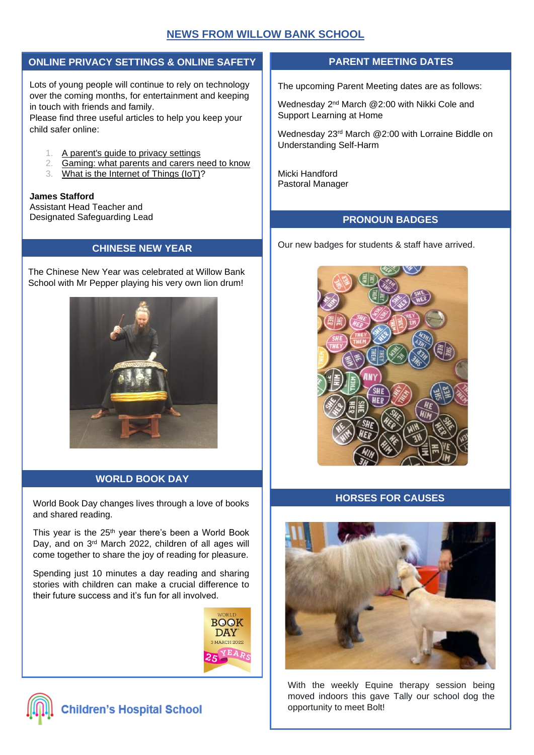# NEWS FROM WILLOW BANK SCHOOL

## ONLINE PRIVACY SETTINGS & ONLINE SAFETY

Lots of young people will continue to rely on technology over the coming months, for entertainment and keeping in touch with friends and family.
Please find three useful articles to help you keep your child safer online:

1. A parent's guide to privacy settings
2. Gaming: what parents and carers need to know
3. What is the Internet of Things (IoT)?

**James Stafford**
Assistant Head Teacher and
Designated Safeguarding Lead

## CHINESE NEW YEAR

The Chinese New Year was celebrated at Willow Bank School with Mr Pepper playing his very own lion drum!

## WORLD BOOK DAY

World Book Day changes lives through a love of books and shared reading.

This year is the 25th year there's been a World Book Day, and on 3rd March 2022, children of all ages will come together to share the joy of reading for pleasure.

Spending just 10 minutes a day reading and sharing stories with children can make a crucial difference to their future success and it's fun for all involved.

## PARENT MEETING DATES

The upcoming Parent Meeting dates are as follows:

Wednesday 2nd March @2:00 with Nikki Cole and Support Learning at Home

Wednesday 23rd March @2:00 with Lorraine Biddle on Understanding Self-Harm

Micki Handford
Pastoral Manager

## PRONOUN BADGES

Our new badges for students & staff have arrived.

## HORSES FOR CAUSES

With the weekly Equine therapy session being moved indoors this gave Tally our school dog the opportunity to meet Bolt!

Children's Hospital School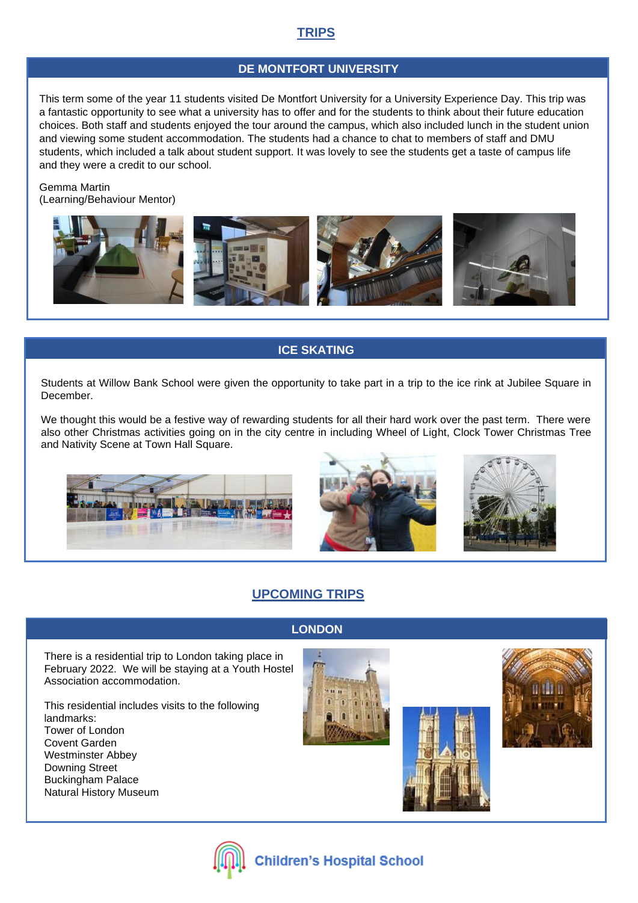# TRIPS

## DE MONTFORT UNIVERSITY

This term some of the year 11 students visited De Montfort University for a University Experience Day. This trip was a fantastic opportunity to see what a university has to offer and for the students to think about their future education choices. Both staff and students enjoyed the tour around the campus, which also included lunch in the student union and viewing some student accommodation. The students had a chance to chat to members of staff and DMU students, which included a talk about student support. It was lovely to see the students get a taste of campus life and they were a credit to our school.

Gemma Martin
(Learning/Behaviour Mentor)

## ICE SKATING

Students at Willow Bank School were given the opportunity to take part in a trip to the ice rink at Jubilee Square in December.

We thought this would be a festive way of rewarding students for all their hard work over the past term. There were also other Christmas activities going on in the city centre in including Wheel of Light, Clock Tower Christmas Tree and Nativity Scene at Town Hall Square.

# UPCOMING TRIPS

## LONDON

There is a residential trip to London taking place in February 2022. We will be staying at a Youth Hostel Association accommodation.

This residential includes visits to the following landmarks:
Tower of London
Covent Garden
Westminster Abbey
Downing Street
Buckingham Palace
Natural History Museum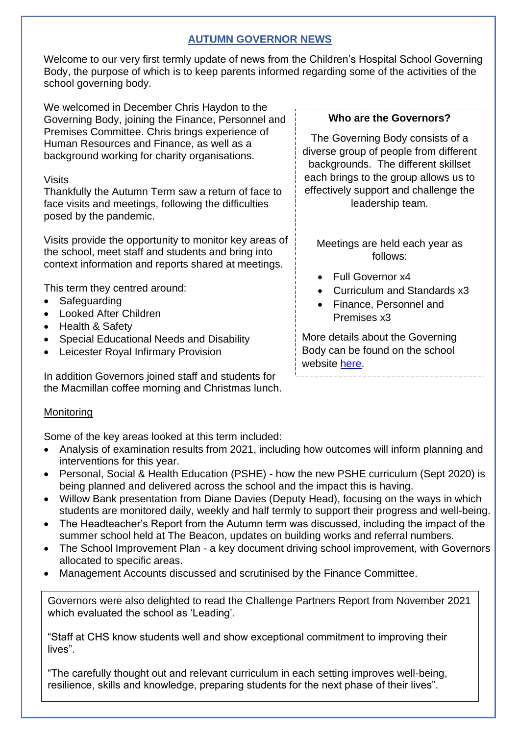## AUTUMN GOVERNOR NEWS

Welcome to our very first termly update of news from the Children's Hospital School Governing Body, the purpose of which is to keep parents informed regarding some of the activities of the school governing body.

We welcomed in December Chris Haydon to the Governing Body, joining the Finance, Personnel and Premises Committee. Chris brings experience of Human Resources and Finance, as well as a background working for charity organisations.

### Visits

Thankfully the Autumn Term saw a return of face to face visits and meetings, following the difficulties posed by the pandemic.

Visits provide the opportunity to monitor key areas of the school, meet staff and students and bring into context information and reports shared at meetings.

This term they centred around:

- Safeguarding
- Looked After Children
- Health & Safety
- Special Educational Needs and Disability
- Leicester Royal Infirmary Provision

In addition Governors joined staff and students for the Macmillan coffee morning and Christmas lunch.

**Who are the Governors?**

The Governing Body consists of a diverse group of people from different backgrounds. The different skillset each brings to the group allows us to effectively support and challenge the leadership team.

Meetings are held each year as follows:

- Full Governor x4
- Curriculum and Standards x3
- Finance, Personnel and Premises x3

More details about the Governing Body can be found on the school website here.

### Monitoring

Some of the key areas looked at this term included:

- Analysis of examination results from 2021, including how outcomes will inform planning and interventions for this year.
- Personal, Social & Health Education (PSHE) - how the new PSHE curriculum (Sept 2020) is being planned and delivered across the school and the impact this is having.
- Willow Bank presentation from Diane Davies (Deputy Head), focusing on the ways in which students are monitored daily, weekly and half termly to support their progress and well-being.
- The Headteacher's Report from the Autumn term was discussed, including the impact of the summer school held at The Beacon, updates on building works and referral numbers.
- The School Improvement Plan - a key document driving school improvement, with Governors allocated to specific areas.
- Management Accounts discussed and scrutinised by the Finance Committee.

Governors were also delighted to read the Challenge Partners Report from November 2021 which evaluated the school as 'Leading'.

"Staff at CHS know students well and show exceptional commitment to improving their lives".

"The carefully thought out and relevant curriculum in each setting improves well-being, resilience, skills and knowledge, preparing students for the next phase of their lives".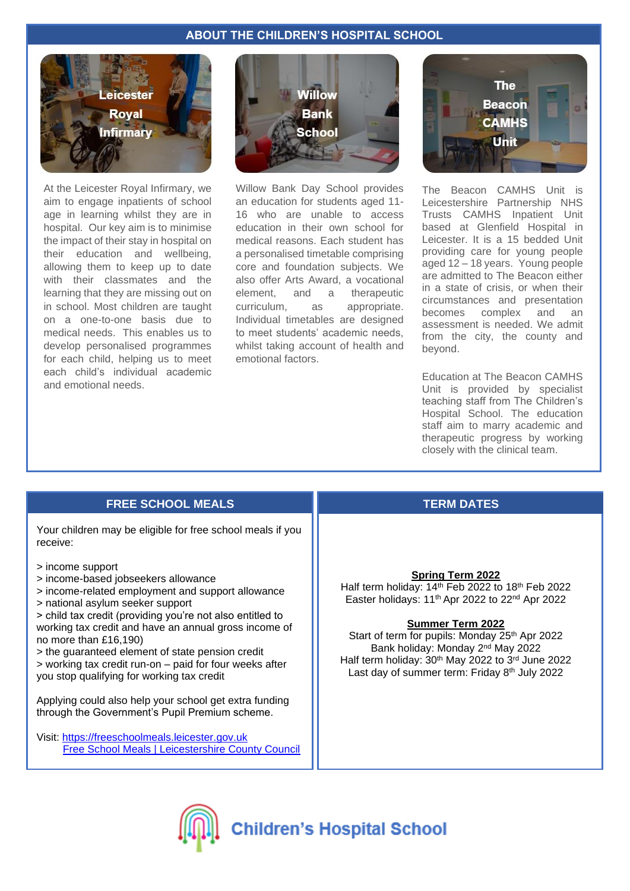## ABOUT THE CHILDREN'S HOSPITAL SCHOOL

### Leicester Royal Infirmary

At the Leicester Royal Infirmary, we aim to engage inpatients of school age in learning whilst they are in hospital. Our key aim is to minimise the impact of their stay in hospital on their education and wellbeing, allowing them to keep up to date with their classmates and the learning that they are missing out on in school. Most children are taught on a one-to-one basis due to medical needs. This enables us to develop personalised programmes for each child, helping us to meet each child's individual academic and emotional needs.

### Willow Bank School

Willow Bank Day School provides an education for students aged 11-16 who are unable to access education in their own school for medical reasons. Each student has a personalised timetable comprising core and foundation subjects. We also offer Arts Award, a vocational element, and a therapeutic curriculum, as appropriate. Individual timetables are designed to meet students' academic needs, whilst taking account of health and emotional factors.

### The Beacon CAMHS Unit

The Beacon CAMHS Unit is Leicestershire Partnership NHS Trusts CAMHS Inpatient Unit based at Glenfield Hospital in Leicester. It is a 15 bedded Unit providing care for young people aged 12 – 18 years. Young people are admitted to The Beacon either in a state of crisis, or when their circumstances and presentation becomes complex and an assessment is needed. We admit from the city, the county and beyond.

Education at The Beacon CAMHS Unit is provided by specialist teaching staff from The Children's Hospital School. The education staff aim to marry academic and therapeutic progress by working closely with the clinical team.

## FREE SCHOOL MEALS

Your children may be eligible for free school meals if you receive:

> income support
> income-based jobseekers allowance
> income-related employment and support allowance
> national asylum seeker support
> child tax credit (providing you're not also entitled to working tax credit and have an annual gross income of no more than £16,190)
> the guaranteed element of state pension credit
> working tax credit run-on – paid for four weeks after you stop qualifying for working tax credit

Applying could also help your school get extra funding through the Government's Pupil Premium scheme.

Visit: https://freeschoolmeals.leicester.gov.uk
Free School Meals | Leicestershire County Council

## TERM DATES

**Spring Term 2022**
Half term holiday: 14th Feb 2022 to 18th Feb 2022
Easter holidays: 11th Apr 2022 to 22nd Apr 2022

**Summer Term 2022**
Start of term for pupils: Monday 25th Apr 2022
Bank holiday: Monday 2nd May 2022
Half term holiday: 30th May 2022 to 3rd June 2022
Last day of summer term: Friday 8th July 2022

Children's Hospital School